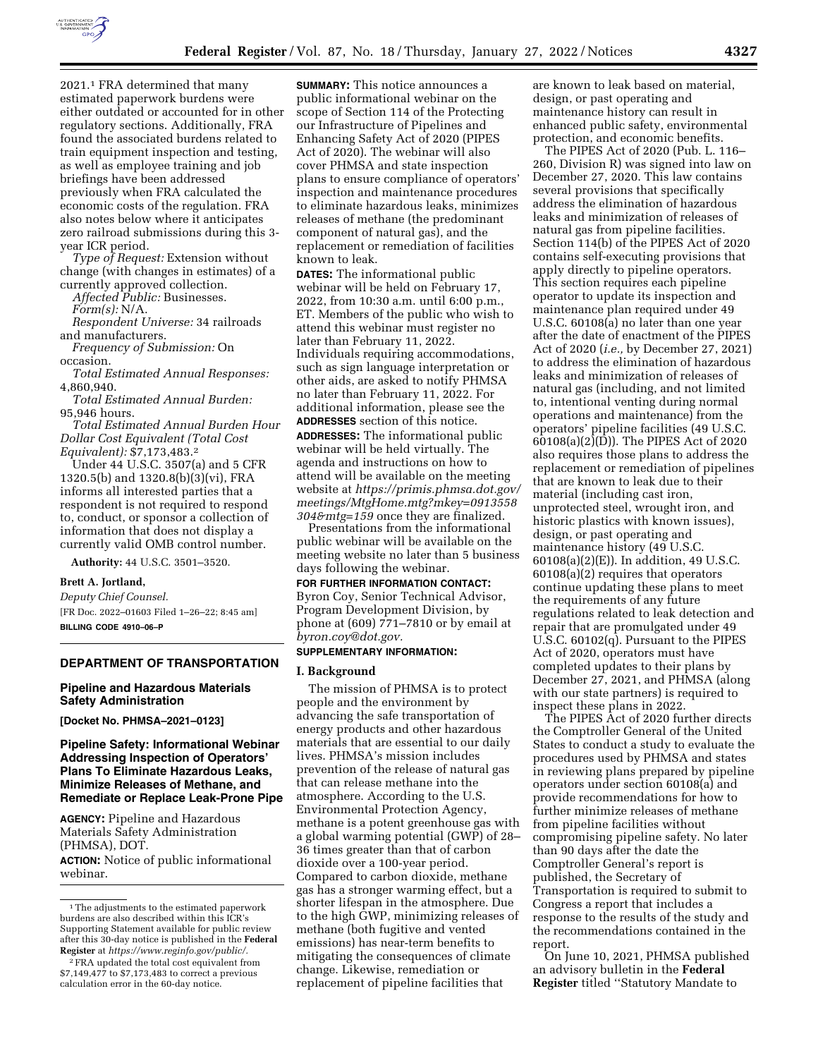2021.[1] FRA determined that many estimated paperwork burdens were either outdated or accounted for in other regulatory sections. Additionally, FRA found the associated burdens related to train equipment inspection and testing, as well as employee training and job briefings have been addressed previously when FRA calculated the economic costs of the regulation. FRA also notes below where it anticipates zero railroad submissions during this 3-year ICR period.

*Type of Request:* Extension without change (with changes in estimates) of a currently approved collection.

*Affected Public:* Businesses.

*Form(s):* N/A.

*Respondent Universe:* 34 railroads and manufacturers.

*Frequency of Submission:* On occasion.

*Total Estimated Annual Responses:* 4,860,940.

*Total Estimated Annual Burden:* 95,946 hours.

*Total Estimated Annual Burden Hour Dollar Cost Equivalent (Total Cost Equivalent):* $7,173,483.[2]

Under 44 U.S.C. 3507(a) and 5 CFR 1320.5(b) and 1320.8(b)(3)(vi), FRA informs all interested parties that a respondent is not required to respond to, conduct, or sponsor a collection of information that does not display a currently valid OMB control number.

**Authority:** 44 U.S.C. 3501–3520.

**Brett A. Jortland,**

*Deputy Chief Counsel.*

[FR Doc. 2022–01603 Filed 1–26–22; 8:45 am]

**BILLING CODE 4910–06–P**

[1] The adjustments to the estimated paperwork burdens are also described within this ICR's Supporting Statement available for public review after this 30-day notice is published in the **Federal Register** at *https://www.reginfo.gov/public/.*

[2] FRA updated the total cost equivalent from $7,149,477 to $7,173,483 to correct a previous calculation error in the 60-day notice.

## DEPARTMENT OF TRANSPORTATION

### Pipeline and Hazardous Materials Safety Administration

**[Docket No. PHMSA–2021–0123]**

### Pipeline Safety: Informational Webinar Addressing Inspection of Operators' Plans To Eliminate Hazardous Leaks, Minimize Releases of Methane, and Remediate or Replace Leak-Prone Pipe

**AGENCY:** Pipeline and Hazardous Materials Safety Administration (PHMSA), DOT.

**ACTION:** Notice of public informational webinar.

**SUMMARY:** This notice announces a public informational webinar on the scope of Section 114 of the Protecting our Infrastructure of Pipelines and Enhancing Safety Act of 2020 (PIPES Act of 2020). The webinar will also cover PHMSA and state inspection plans to ensure compliance of operators' inspection and maintenance procedures to eliminate hazardous leaks, minimizes releases of methane (the predominant component of natural gas), and the replacement or remediation of facilities known to leak.

**DATES:** The informational public webinar will be held on February 17, 2022, from 10:30 a.m. until 6:00 p.m., ET. Members of the public who wish to attend this webinar must register no later than February 11, 2022. Individuals requiring accommodations, such as sign language interpretation or other aids, are asked to notify PHMSA no later than February 11, 2022. For additional information, please see the **ADDRESSES** section of this notice.

**ADDRESSES:** The informational public webinar will be held virtually. The agenda and instructions on how to attend will be available on the meeting website at *https://primis.phmsa.dot.gov/meetings/MtgHome.mtg?mkey=0913558304&mtg=159* once they are finalized.

Presentations from the informational public webinar will be available on the meeting website no later than 5 business days following the webinar.

**FOR FURTHER INFORMATION CONTACT:** Byron Coy, Senior Technical Advisor, Program Development Division, by phone at (609) 771–7810 or by email at *byron.coy@dot.gov.*

**SUPPLEMENTARY INFORMATION:**

#### I. Background

The mission of PHMSA is to protect people and the environment by advancing the safe transportation of energy products and other hazardous materials that are essential to our daily lives. PHMSA's mission includes prevention of the release of natural gas that can release methane into the atmosphere. According to the U.S. Environmental Protection Agency, methane is a potent greenhouse gas with a global warming potential (GWP) of 28–36 times greater than that of carbon dioxide over a 100-year period. Compared to carbon dioxide, methane gas has a stronger warming effect, but a shorter lifespan in the atmosphere. Due to the high GWP, minimizing releases of methane (both fugitive and vented emissions) has near-term benefits to mitigating the consequences of climate change. Likewise, remediation or replacement of pipeline facilities that are known to leak based on material, design, or past operating and maintenance history can result in enhanced public safety, environmental protection, and economic benefits.

The PIPES Act of 2020 (Pub. L. 116–260, Division R) was signed into law on December 27, 2020. This law contains several provisions that specifically address the elimination of hazardous leaks and minimization of releases of natural gas from pipeline facilities. Section 114(b) of the PIPES Act of 2020 contains self-executing provisions that apply directly to pipeline operators. This section requires each pipeline operator to update its inspection and maintenance plan required under 49 U.S.C. 60108(a) no later than one year after the date of enactment of the PIPES Act of 2020 (*i.e.,* by December 27, 2021) to address the elimination of hazardous leaks and minimization of releases of natural gas (including, and not limited to, intentional venting during normal operations and maintenance) from the operators' pipeline facilities (49 U.S.C. 60108(a)(2)(D)). The PIPES Act of 2020 also requires those plans to address the replacement or remediation of pipelines that are known to leak due to their material (including cast iron, unprotected steel, wrought iron, and historic plastics with known issues), design, or past operating and maintenance history (49 U.S.C. 60108(a)(2)(E)). In addition, 49 U.S.C. 60108(a)(2) requires that operators continue updating these plans to meet the requirements of any future regulations related to leak detection and repair that are promulgated under 49 U.S.C. 60102(q). Pursuant to the PIPES Act of 2020, operators must have completed updates to their plans by December 27, 2021, and PHMSA (along with our state partners) is required to inspect these plans in 2022.

The PIPES Act of 2020 further directs the Comptroller General of the United States to conduct a study to evaluate the procedures used by PHMSA and states in reviewing plans prepared by pipeline operators under section 60108(a) and provide recommendations for how to further minimize releases of methane from pipeline facilities without compromising pipeline safety. No later than 90 days after the date the Comptroller General's report is published, the Secretary of Transportation is required to submit to Congress a report that includes a response to the results of the study and the recommendations contained in the report.

On June 10, 2021, PHMSA published an advisory bulletin in the **Federal Register** titled ''Statutory Mandate to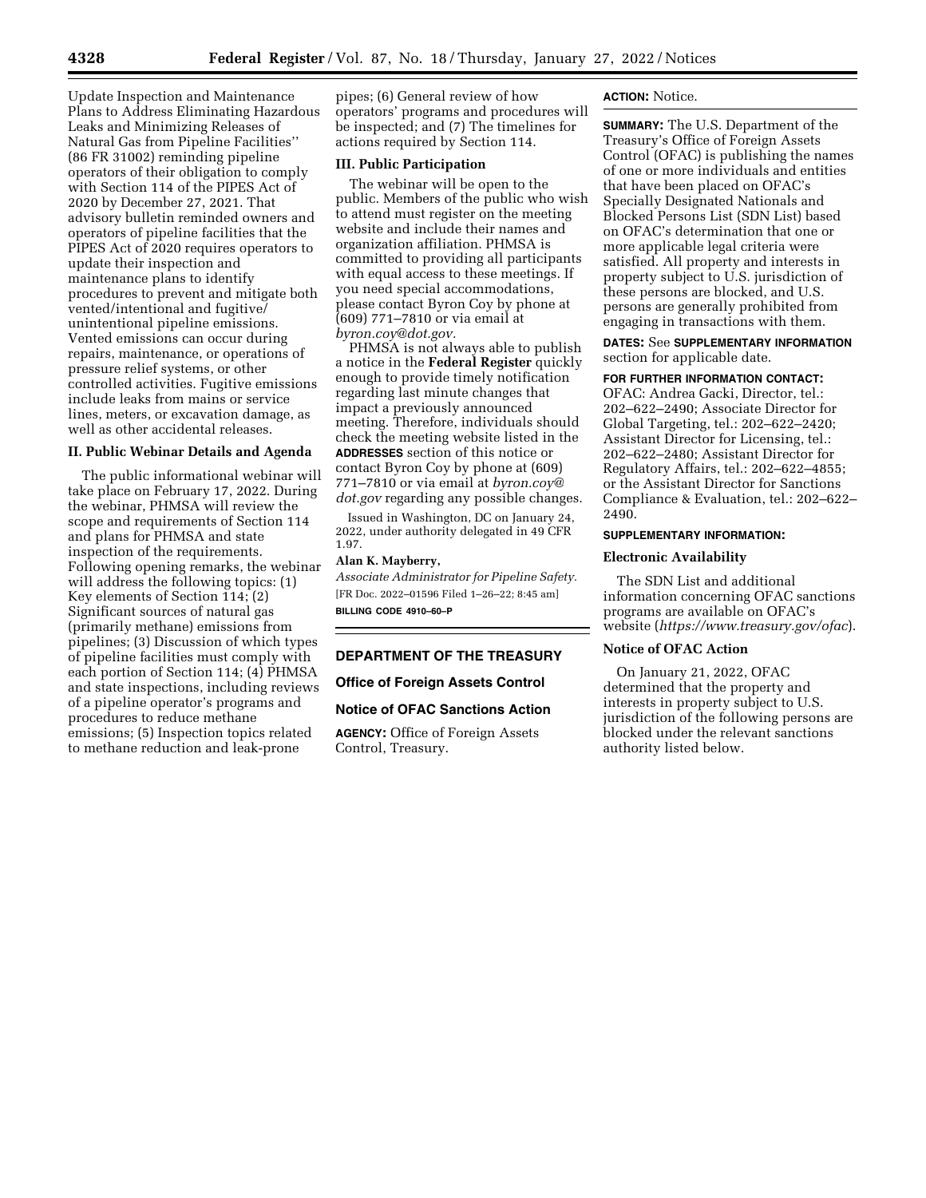Update Inspection and Maintenance Plans to Address Eliminating Hazardous Leaks and Minimizing Releases of Natural Gas from Pipeline Facilities'' (86 FR 31002) reminding pipeline operators of their obligation to comply with Section 114 of the PIPES Act of 2020 by December 27, 2021. That advisory bulletin reminded owners and operators of pipeline facilities that the PIPES Act of 2020 requires operators to update their inspection and maintenance plans to identify procedures to prevent and mitigate both vented/intentional and fugitive/unintentional pipeline emissions. Vented emissions can occur during repairs, maintenance, or operations of pressure relief systems, or other controlled activities. Fugitive emissions include leaks from mains or service lines, meters, or excavation damage, as well as other accidental releases.

## II. Public Webinar Details and Agenda

The public informational webinar will take place on February 17, 2022. During the webinar, PHMSA will review the scope and requirements of Section 114 and plans for PHMSA and state inspection of the requirements. Following opening remarks, the webinar will address the following topics: (1) Key elements of Section 114; (2) Significant sources of natural gas (primarily methane) emissions from pipelines; (3) Discussion of which types of pipeline facilities must comply with each portion of Section 114; (4) PHMSA and state inspections, including reviews of a pipeline operator's programs and procedures to reduce methane emissions; (5) Inspection topics related to methane reduction and leak-prone pipes; (6) General review of how operators' programs and procedures will be inspected; and (7) The timelines for actions required by Section 114.

## III. Public Participation

The webinar will be open to the public. Members of the public who wish to attend must register on the meeting website and include their names and organization affiliation. PHMSA is committed to providing all participants with equal access to these meetings. If you need special accommodations, please contact Byron Coy by phone at (609) 771–7810 or via email at *byron.coy@dot.gov*.

PHMSA is not always able to publish a notice in the **Federal Register** quickly enough to provide timely notification regarding last minute changes that impact a previously announced meeting. Therefore, individuals should check the meeting website listed in the **ADDRESSES** section of this notice or contact Byron Coy by phone at (609) 771–7810 or via email at *byron.coy@dot.gov* regarding any possible changes.

Issued in Washington, DC on January 24, 2022, under authority delegated in 49 CFR 1.97.

**Alan K. Mayberry,**

*Associate Administrator for Pipeline Safety.*

[FR Doc. 2022–01596 Filed 1–26–22; 8:45 am]

**BILLING CODE 4910–60–P**

---

# DEPARTMENT OF THE TREASURY

## Office of Foreign Assets Control

## Notice of OFAC Sanctions Action

**AGENCY:** Office of Foreign Assets Control, Treasury.

**ACTION:** Notice.

**SUMMARY:** The U.S. Department of the Treasury's Office of Foreign Assets Control (OFAC) is publishing the names of one or more individuals and entities that have been placed on OFAC's Specially Designated Nationals and Blocked Persons List (SDN List) based on OFAC's determination that one or more applicable legal criteria were satisfied. All property and interests in property subject to U.S. jurisdiction of these persons are blocked, and U.S. persons are generally prohibited from engaging in transactions with them.

**DATES:** See **SUPPLEMENTARY INFORMATION** section for applicable date.

**FOR FURTHER INFORMATION CONTACT:** OFAC: Andrea Gacki, Director, tel.: 202–622–2490; Associate Director for Global Targeting, tel.: 202–622–2420; Assistant Director for Licensing, tel.: 202–622–2480; Assistant Director for Regulatory Affairs, tel.: 202–622–4855; or the Assistant Director for Sanctions Compliance & Evaluation, tel.: 202–622–2490.

**SUPPLEMENTARY INFORMATION:**

### Electronic Availability

The SDN List and additional information concerning OFAC sanctions programs are available on OFAC's website (*https://www.treasury.gov/ofac*).

### Notice of OFAC Action

On January 21, 2022, OFAC determined that the property and interests in property subject to U.S. jurisdiction of the following persons are blocked under the relevant sanctions authority listed below.